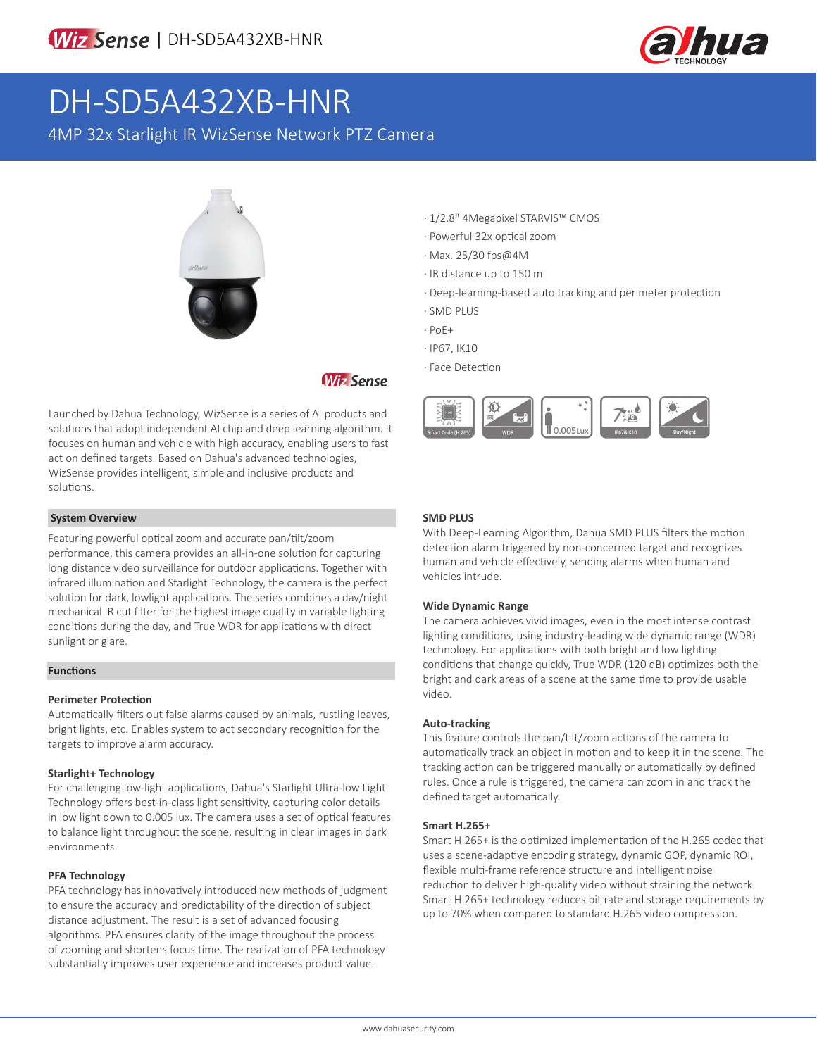WizSense | DH-SD5A432XB-HNR

# DH-SD5A432XB-HNR

4MP 32x Starlight IR WizSense Network PTZ Camera

- 1/2.8" 4Megapixel STARVIS™ CMOS
- Powerful 32x optical zoom
- Max. 25/30 fps@4M
- IR distance up to 150 m
- Deep-learning-based auto tracking and perimeter protection
- SMD PLUS
- PoE+
- IP67, IK10
- Face Detection

Smart Code (H.265) | WDR | 0.005Lux | IP67&IK10 | Day/Night

WizSense

Launched by Dahua Technology, WizSense is a series of AI products and solutions that adopt independent AI chip and deep learning algorithm. It focuses on human and vehicle with high accuracy, enabling users to fast act on defined targets. Based on Dahua's advanced technologies, WizSense provides intelligent, simple and inclusive products and solutions.

## System Overview

Featuring powerful optical zoom and accurate pan/tilt/zoom performance, this camera provides an all-in-one solution for capturing long distance video surveillance for outdoor applications. Together with infrared illumination and Starlight Technology, the camera is the perfect solution for dark, lowlight applications. The series combines a day/night mechanical IR cut filter for the highest image quality in variable lighting conditions during the day, and True WDR for applications with direct sunlight or glare.

## Functions

### Perimeter Protection

Automatically filters out false alarms caused by animals, rustling leaves, bright lights, etc. Enables system to act secondary recognition for the targets to improve alarm accuracy.

### Starlight+ Technology

For challenging low-light applications, Dahua's Starlight Ultra-low Light Technology offers best-in-class light sensitivity, capturing color details in low light down to 0.005 lux. The camera uses a set of optical features to balance light throughout the scene, resulting in clear images in dark environments.

### PFA Technology

PFA technology has innovatively introduced new methods of judgment to ensure the accuracy and predictability of the direction of subject distance adjustment. The result is a set of advanced focusing algorithms. PFA ensures clarity of the image throughout the process of zooming and shortens focus time. The realization of PFA technology substantially improves user experience and increases product value.

### SMD PLUS

With Deep-Learning Algorithm, Dahua SMD PLUS filters the motion detection alarm triggered by non-concerned target and recognizes human and vehicle effectively, sending alarms when human and vehicles intrude.

### Wide Dynamic Range

The camera achieves vivid images, even in the most intense contrast lighting conditions, using industry-leading wide dynamic range (WDR) technology. For applications with both bright and low lighting conditions that change quickly, True WDR (120 dB) optimizes both the bright and dark areas of a scene at the same time to provide usable video.

### Auto-tracking

This feature controls the pan/tilt/zoom actions of the camera to automatically track an object in motion and to keep it in the scene. The tracking action can be triggered manually or automatically by defined rules. Once a rule is triggered, the camera can zoom in and track the defined target automatically.

### Smart H.265+

Smart H.265+ is the optimized implementation of the H.265 codec that uses a scene-adaptive encoding strategy, dynamic GOP, dynamic ROI, flexible multi-frame reference structure and intelligent noise reduction to deliver high-quality video without straining the network. Smart H.265+ technology reduces bit rate and storage requirements by up to 70% when compared to standard H.265 video compression.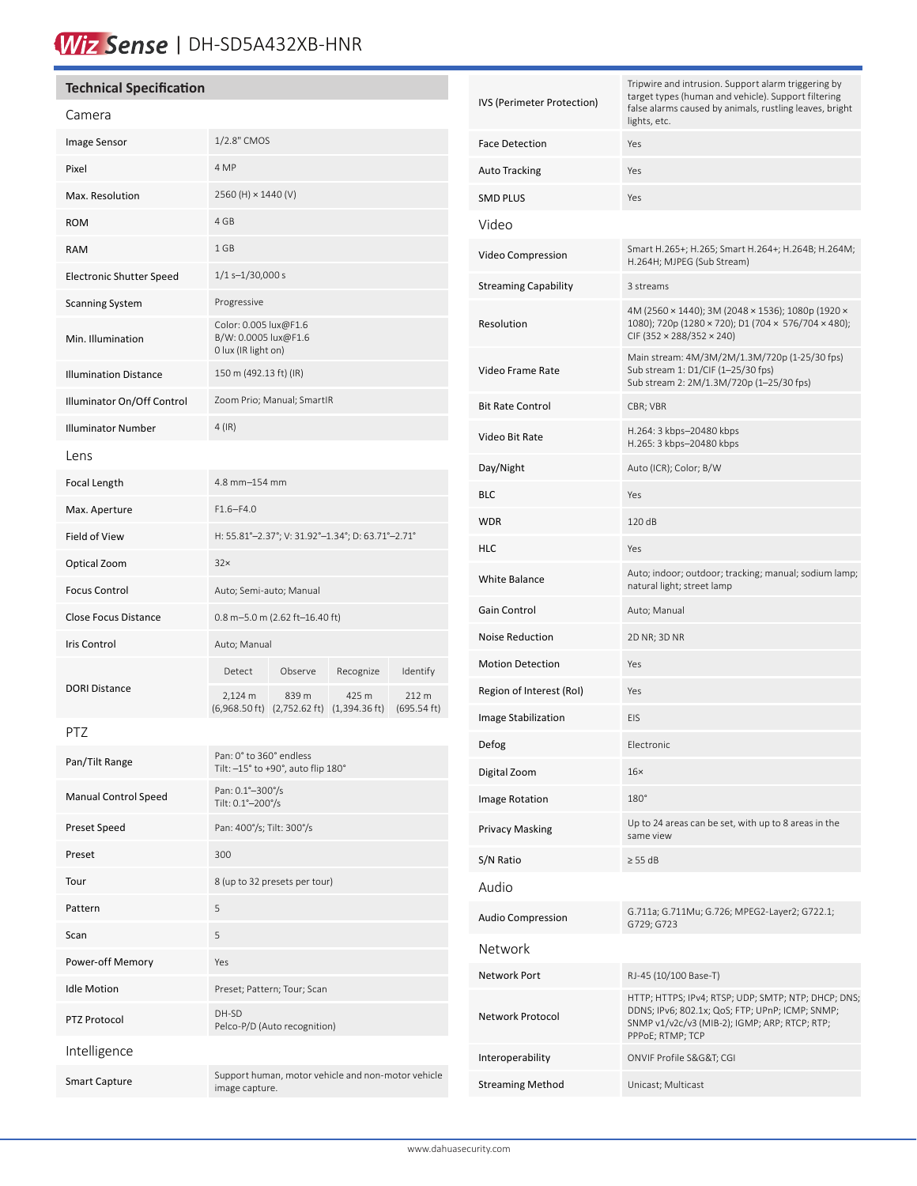# WizSense | DH-SD5A432XB-HNR

## Technical Specification

### Camera

| | |
|---|---|
| Image Sensor | 1/2.8" CMOS |
| Pixel | 4 MP |
| Max. Resolution | 2560 (H) × 1440 (V) |
| ROM | 4 GB |
| RAM | 1 GB |
| Electronic Shutter Speed | 1/1 s–1/30,000 s |
| Scanning System | Progressive |
| Min. Illumination | Color: 0.005 lux@F1.6<br>B/W: 0.0005 lux@F1.6<br>0 lux (IR light on) |
| Illumination Distance | 150 m (492.13 ft) (IR) |
| Illuminator On/Off Control | Zoom Prio; Manual; SmartIR |
| Illuminator Number | 4 (IR) |

### Lens

| | | | | |
|---|---|---|---|---|
| Focal Length | 4.8 mm–154 mm | | | |
| Max. Aperture | F1.6–F4.0 | | | |
| Field of View | H: 55.81°–2.37°; V: 31.92°–1.34°; D: 63.71°–2.71° | | | |
| Optical Zoom | 32× | | | |
| Focus Control | Auto; Semi-auto; Manual | | | |
| Close Focus Distance | 0.8 m–5.0 m (2.62 ft–16.40 ft) | | | |
| Iris Control | Auto; Manual | | | |
| DORI Distance | Detect | Observe | Recognize | Identify |
| | 2,124 m (6,968.50 ft) | 839 m (2,752.62 ft) | 425 m (1,394.36 ft) | 212 m (695.54 ft) |

### PTZ

| | |
|---|---|
| Pan/Tilt Range | Pan: 0° to 360° endless<br>Tilt: –15° to +90°, auto flip 180° |
| Manual Control Speed | Pan: 0.1°–300°/s<br>Tilt: 0.1°–200°/s |
| Preset Speed | Pan: 400°/s; Tilt: 300°/s |
| Preset | 300 |
| Tour | 8 (up to 32 presets per tour) |
| Pattern | 5 |
| Scan | 5 |
| Power-off Memory | Yes |
| Idle Motion | Preset; Pattern; Tour; Scan |
| PTZ Protocol | DH-SD<br>Pelco-P/D (Auto recognition) |

### Intelligence

| | |
|---|---|
| Smart Capture | Support human, motor vehicle and non-motor vehicle image capture. |
| IVS (Perimeter Protection) | Tripwire and intrusion. Support alarm triggering by target types (human and vehicle). Support filtering false alarms caused by animals, rustling leaves, bright lights, etc. |
| Face Detection | Yes |
| Auto Tracking | Yes |
| SMD PLUS | Yes |

### Video

| | |
|---|---|
| Video Compression | Smart H.265+; H.265; Smart H.264+; H.264B; H.264M; H.264H; MJPEG (Sub Stream) |
| Streaming Capability | 3 streams |
| Resolution | 4M (2560 × 1440); 3M (2048 × 1536); 1080p (1920 × 1080); 720p (1280 × 720); D1 (704 × 576/704 × 480); CIF (352 × 288/352 × 240) |
| Video Frame Rate | Main stream: 4M/3M/2M/1.3M/720p (1-25/30 fps)<br>Sub stream 1: D1/CIF (1–25/30 fps)<br>Sub stream 2: 2M/1.3M/720p (1–25/30 fps) |
| Bit Rate Control | CBR; VBR |
| Video Bit Rate | H.264: 3 kbps–20480 kbps<br>H.265: 3 kbps–20480 kbps |
| Day/Night | Auto (ICR); Color; B/W |
| BLC | Yes |
| WDR | 120 dB |
| HLC | Yes |
| White Balance | Auto; indoor; outdoor; tracking; manual; sodium lamp; natural light; street lamp |
| Gain Control | Auto; Manual |
| Noise Reduction | 2D NR; 3D NR |
| Motion Detection | Yes |
| Region of Interest (RoI) | Yes |
| Image Stabilization | EIS |
| Defog | Electronic |
| Digital Zoom | 16× |
| Image Rotation | 180° |
| Privacy Masking | Up to 24 areas can be set, with up to 8 areas in the same view |
| S/N Ratio | ≥ 55 dB |

### Audio

| | |
|---|---|
| Audio Compression | G.711a; G.711Mu; G.726; MPEG2-Layer2; G722.1; G729; G723 |

### Network

| | |
|---|---|
| Network Port | RJ-45 (10/100 Base-T) |
| Network Protocol | HTTP; HTTPS; IPv4; RTSP; UDP; SMTP; NTP; DHCP; DNS; DDNS; IPv6; 802.1x; QoS; FTP; UPnP; ICMP; SNMP; SNMP v1/v2c/v3 (MIB-2); IGMP; ARP; RTCP; RTP; PPPoE; RTMP; TCP |
| Interoperability | ONVIF Profile S&G&T; CGI |
| Streaming Method | Unicast; Multicast |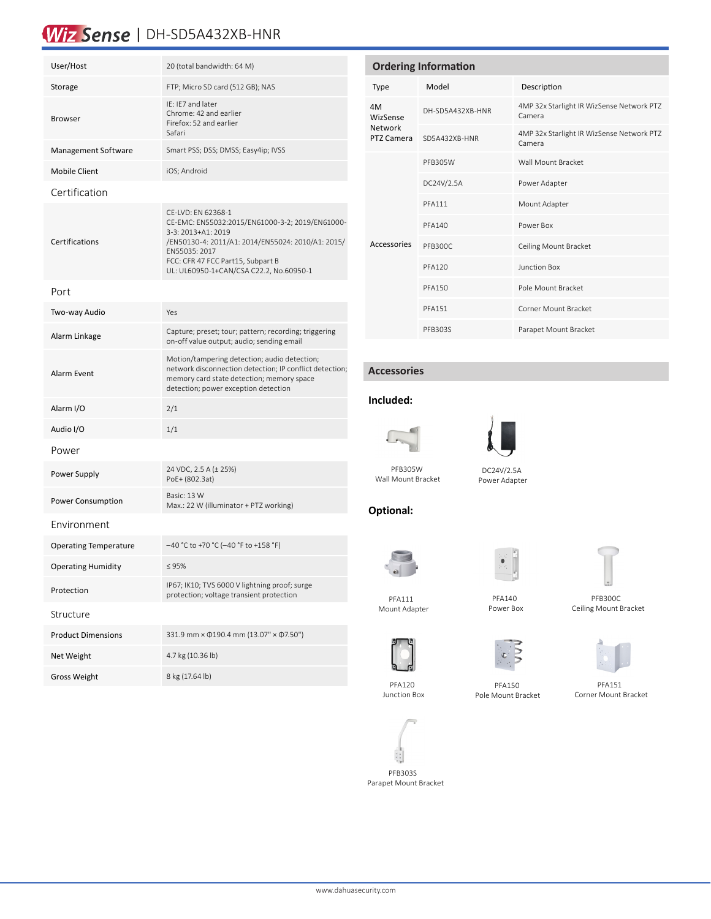| | |
|---|---|
| User/Host | 20 (total bandwidth: 64 M) |
| Storage | FTP; Micro SD card (512 GB); NAS |
| Browser | IE: IE7 and later<br>Chrome: 42 and earlier<br>Firefox: 52 and earlier<br>Safari |
| Management Software | Smart PSS; DSS; DMSS; Easy4ip; IVSS |
| Mobile Client | iOS; Android |

## Certification

| | |
|---|---|
| Certifications | CE-LVD: EN 62368-1<br>CE-EMC: EN55032:2015/EN61000-3-2; 2019/EN61000-3-3: 2013+A1: 2019<br>/EN50130-4: 2011/A1: 2014/EN55024: 2010/A1: 2015/ EN55035: 2017<br>FCC: CFR 47 FCC Part15, Subpart B<br>UL: UL60950-1+CAN/CSA C22.2, No.60950-1 |

## Port

| | |
|---|---|
| Two-way Audio | Yes |
| Alarm Linkage | Capture; preset; tour; pattern; recording; triggering on-off value output; audio; sending email |
| Alarm Event | Motion/tampering detection; audio detection; network disconnection detection; IP conflict detection; memory card state detection; memory space detection; power exception detection |
| Alarm I/O | 2/1 |
| Audio I/O | 1/1 |

## Power

| | |
|---|---|
| Power Supply | 24 VDC, 2.5 A (± 25%)<br>PoE+ (802.3at) |
| Power Consumption | Basic: 13 W<br>Max.: 22 W (illuminator + PTZ working) |

## Environment

| | |
|---|---|
| Operating Temperature | –40 °C to +70 °C (–40 °F to +158 °F) |
| Operating Humidity | ≤ 95% |
| Protection | IP67; IK10; TVS 6000 V lightning proof; surge protection; voltage transient protection |

## Structure

| | |
|---|---|
| Product Dimensions | 331.9 mm × Φ190.4 mm (13.07" × Φ7.50") |
| Net Weight | 4.7 kg (10.36 lb) |
| Gross Weight | 8 kg (17.64 lb) |

## Ordering Information

| Type | Model | Description |
|---|---|---|
| 4M WizSense Network PTZ Camera | DH-SD5A432XB-HNR | 4MP 32x Starlight IR WizSense Network PTZ Camera |
| | SD5A432XB-HNR | 4MP 32x Starlight IR WizSense Network PTZ Camera |
| Accessories | PFB305W | Wall Mount Bracket |
| | DC24V/2.5A | Power Adapter |
| | PFA111 | Mount Adapter |
| | PFA140 | Power Box |
| | PFB300C | Ceiling Mount Bracket |
| | PFA120 | Junction Box |
| | PFA150 | Pole Mount Bracket |
| | PFA151 | Corner Mount Bracket |
| | PFB303S | Parapet Mount Bracket |

## Accessories

### Included:

PFB305W
Wall Mount Bracket

DC24V/2.5A
Power Adapter

### Optional:

PFA111
Mount Adapter

PFA140
Power Box

PFB300C
Ceiling Mount Bracket

PFA120
Junction Box

PFA150
Pole Mount Bracket

PFA151
Corner Mount Bracket

PFB303S
Parapet Mount Bracket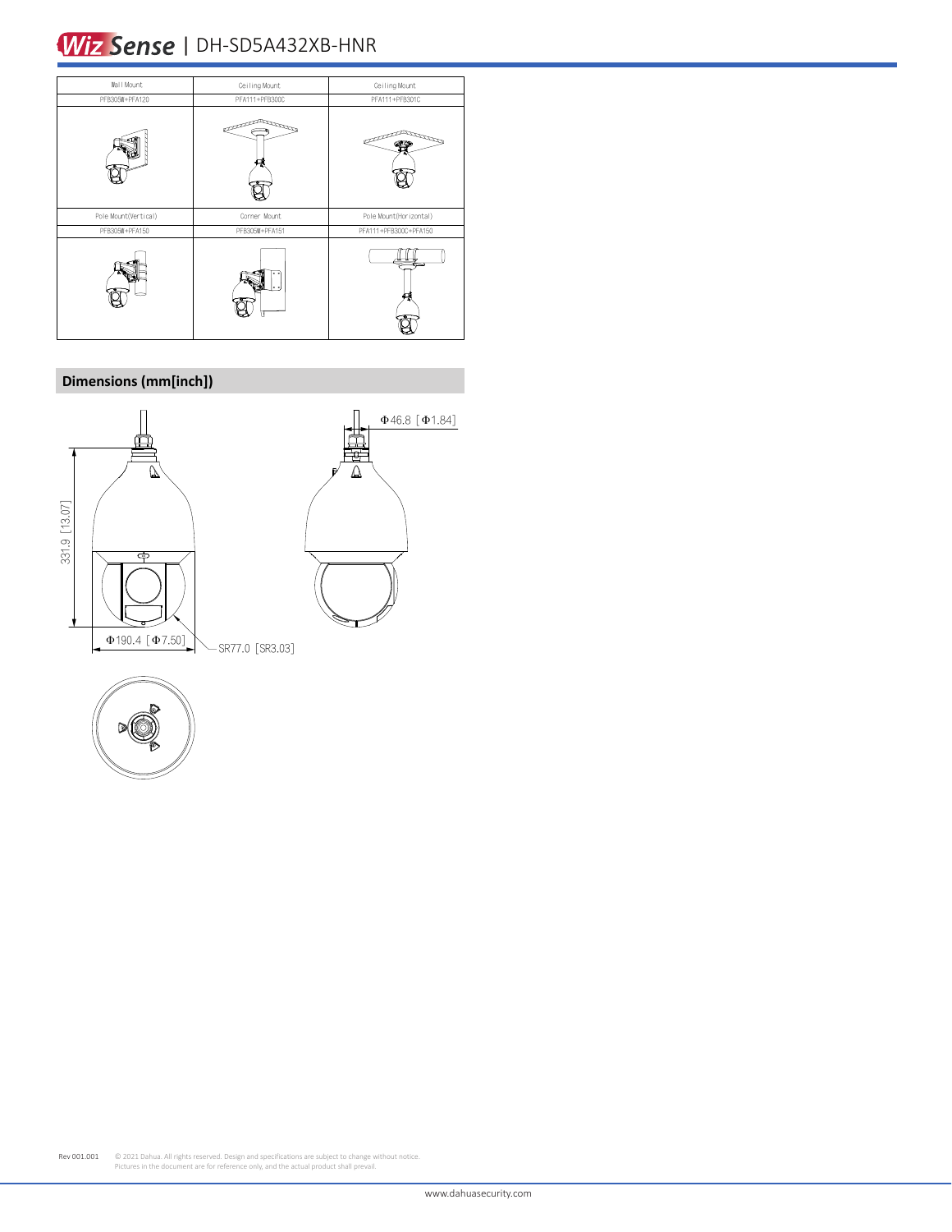| Wall Mount | Ceiling Mount | Ceiling Mount |
| --- | --- | --- |
| PFB305W+PFA120 | PFA111+PFB300C | PFA111+PFB301C |
| | | |
| Pole Mount(Vertical) | Corner Mount | Pole Mount(Horizontal) |
| PFB305W+PFA150 | PFB305W+PFA151 | PFA111+PFB300C+PFA150 |
| | | |

## Dimensions (mm[inch])

331.9 [13.07]

Φ190.4 [Φ7.50]

SR77.0 [SR3.03]

Φ46.8 [Φ1.84]

Rev 001.001 © 2021 Dahua. All rights reserved. Design and specifications are subject to change without notice.
Pictures in the document are for reference only, and the actual product shall prevail.